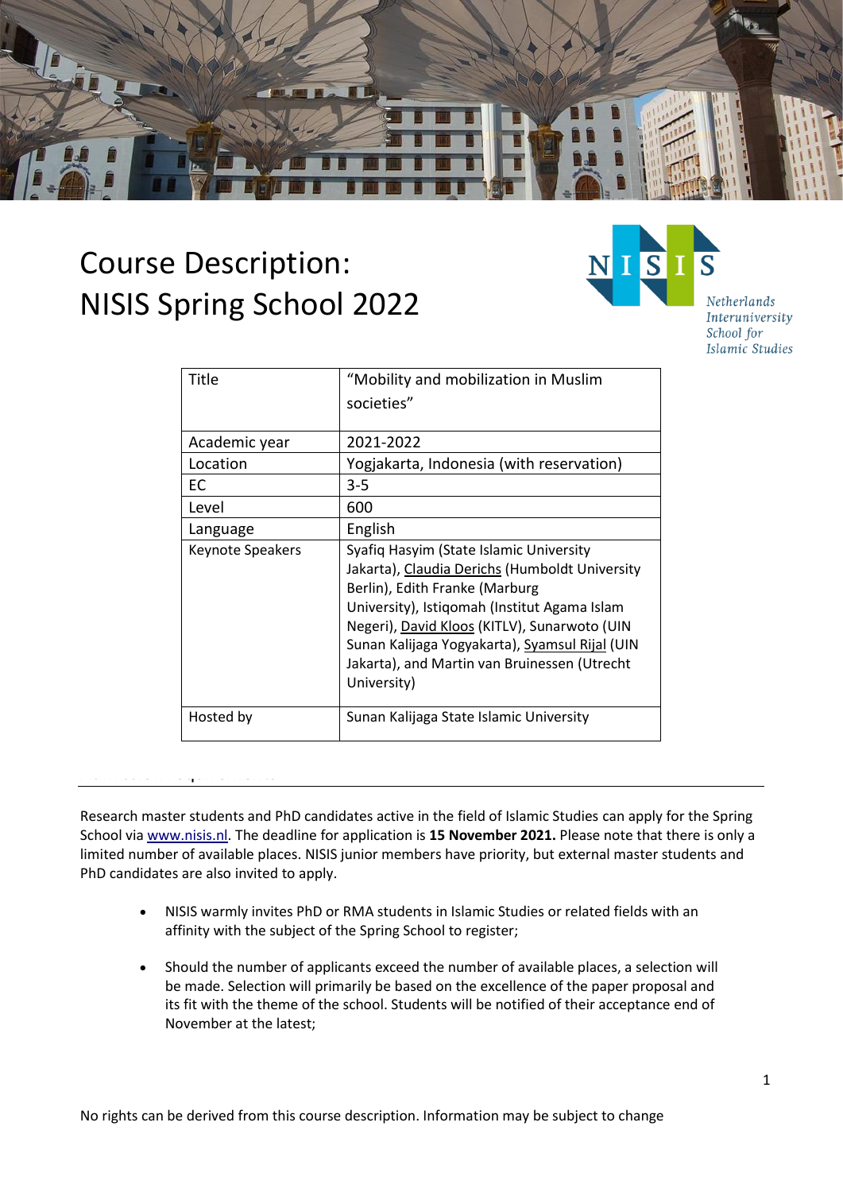# Course Description: NISIS Spring School 2022

| Title | "Mobility and mobilization in Muslim societies" |
|---|---|
| Academic year | 2021-2022 |
| Location | Yogjakarta, Indonesia (with reservation) |
| EC | 3-5 |
| Level | 600 |
| Language | English |
| Keynote Speakers | Syafiq Hasyim (State Islamic University Jakarta), Claudia Derichs (Humboldt University Berlin), Edith Franke (Marburg University), Istiqomah (Institut Agama Islam Negeri), David Kloos (KITLV), Sunarwoto (UIN Sunan Kalijaga Yogyakarta), Syamsul Rijal (UIN Jakarta), and Martin van Bruinessen (Utrecht University) |
| Hosted by | Sunan Kalijaga State Islamic University |

---

Research master students and PhD candidates active in the field of Islamic Studies can apply for the Spring School via www.nisis.nl. The deadline for application is **15 November 2021.** Please note that there is only a limited number of available places. NISIS junior members have priority, but external master students and PhD candidates are also invited to apply.

- NISIS warmly invites PhD or RMA students in Islamic Studies or related fields with an affinity with the subject of the Spring School to register;
- Should the number of applicants exceed the number of available places, a selection will be made. Selection will primarily be based on the excellence of the paper proposal and its fit with the theme of the school. Students will be notified of their acceptance end of November at the latest;

No rights can be derived from this course description. Information may be subject to change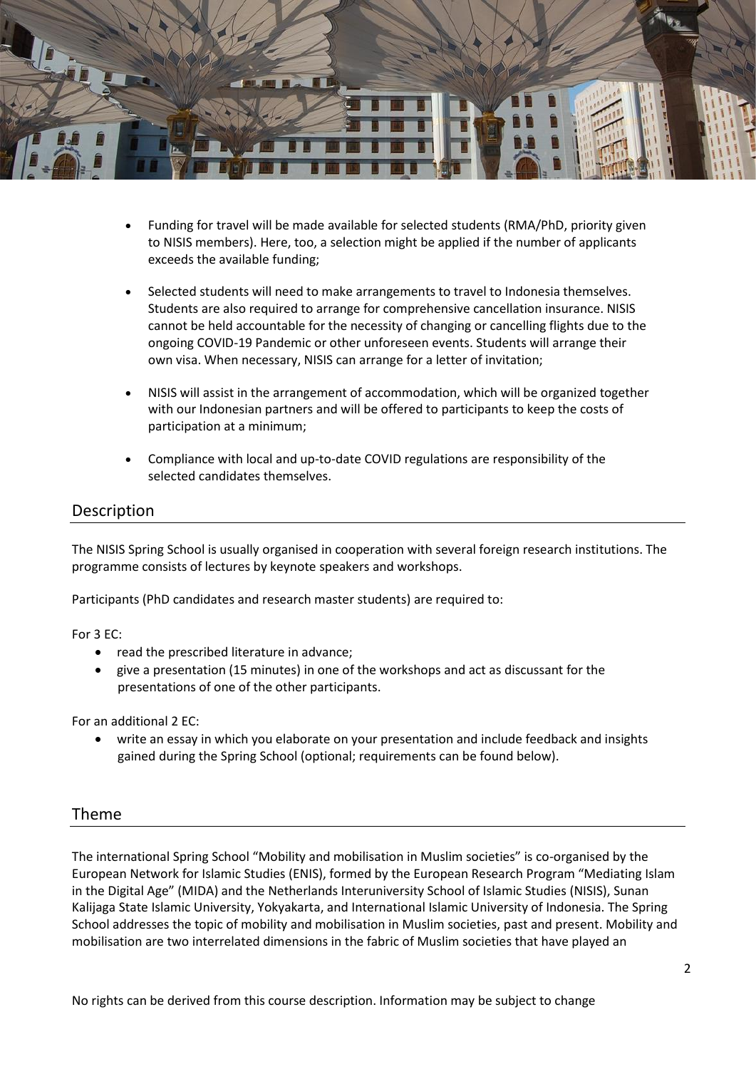- Funding for travel will be made available for selected students (RMA/PhD, priority given to NISIS members). Here, too, a selection might be applied if the number of applicants exceeds the available funding;
- Selected students will need to make arrangements to travel to Indonesia themselves. Students are also required to arrange for comprehensive cancellation insurance. NISIS cannot be held accountable for the necessity of changing or cancelling flights due to the ongoing COVID-19 Pandemic or other unforeseen events. Students will arrange their own visa. When necessary, NISIS can arrange for a letter of invitation;
- NISIS will assist in the arrangement of accommodation, which will be organized together with our Indonesian partners and will be offered to participants to keep the costs of participation at a minimum;
- Compliance with local and up-to-date COVID regulations are responsibility of the selected candidates themselves.

## Description

The NISIS Spring School is usually organised in cooperation with several foreign research institutions. The programme consists of lectures by keynote speakers and workshops.

Participants (PhD candidates and research master students) are required to:

For 3 EC:

- read the prescribed literature in advance;
- give a presentation (15 minutes) in one of the workshops and act as discussant for the presentations of one of the other participants.

For an additional 2 EC:

- write an essay in which you elaborate on your presentation and include feedback and insights gained during the Spring School (optional; requirements can be found below).

## Theme

The international Spring School "Mobility and mobilisation in Muslim societies" is co-organised by the European Network for Islamic Studies (ENIS), formed by the European Research Program "Mediating Islam in the Digital Age" (MIDA) and the Netherlands Interuniversity School of Islamic Studies (NISIS), Sunan Kalijaga State Islamic University, Yokyakarta, and International Islamic University of Indonesia. The Spring School addresses the topic of mobility and mobilisation in Muslim societies, past and present. Mobility and mobilisation are two interrelated dimensions in the fabric of Muslim societies that have played an

No rights can be derived from this course description. Information may be subject to change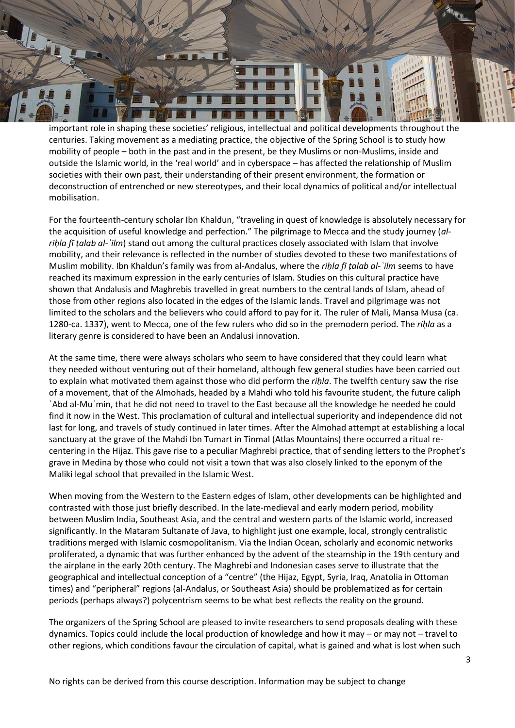important role in shaping these societies' religious, intellectual and political developments throughout the centuries. Taking movement as a mediating practice, the objective of the Spring School is to study how mobility of people – both in the past and in the present, be they Muslims or non-Muslims, inside and outside the Islamic world, in the 'real world' and in cyberspace – has affected the relationship of Muslim societies with their own past, their understanding of their present environment, the formation or deconstruction of entrenched or new stereotypes, and their local dynamics of political and/or intellectual mobilisation.

For the fourteenth-century scholar Ibn Khaldun, "traveling in quest of knowledge is absolutely necessary for the acquisition of useful knowledge and perfection." The pilgrimage to Mecca and the study journey (*al-riḥla fī ṭalab al-ʿilm*) stand out among the cultural practices closely associated with Islam that involve mobility, and their relevance is reflected in the number of studies devoted to these two manifestations of Muslim mobility. Ibn Khaldun's family was from al-Andalus, where the *riḥla fī ṭalab al-ʿilm* seems to have reached its maximum expression in the early centuries of Islam. Studies on this cultural practice have shown that Andalusis and Maghrebis travelled in great numbers to the central lands of Islam, ahead of those from other regions also located in the edges of the Islamic lands. Travel and pilgrimage was not limited to the scholars and the believers who could afford to pay for it. The ruler of Mali, Mansa Musa (ca. 1280-ca. 1337), went to Mecca, one of the few rulers who did so in the premodern period. The *riḥla* as a literary genre is considered to have been an Andalusi innovation.

At the same time, there were always scholars who seem to have considered that they could learn what they needed without venturing out of their homeland, although few general studies have been carried out to explain what motivated them against those who did perform the *riḥla*. The twelfth century saw the rise of a movement, that of the Almohads, headed by a Mahdi who told his favourite student, the future caliph ʿAbd al-Muʾmin, that he did not need to travel to the East because all the knowledge he needed he could find it now in the West. This proclamation of cultural and intellectual superiority and independence did not last for long, and travels of study continued in later times. After the Almohad attempt at establishing a local sanctuary at the grave of the Mahdi Ibn Tumart in Tinmal (Atlas Mountains) there occurred a ritual re-centering in the Hijaz. This gave rise to a peculiar Maghrebi practice, that of sending letters to the Prophet's grave in Medina by those who could not visit a town that was also closely linked to the eponym of the Maliki legal school that prevailed in the Islamic West.

When moving from the Western to the Eastern edges of Islam, other developments can be highlighted and contrasted with those just briefly described. In the late-medieval and early modern period, mobility between Muslim India, Southeast Asia, and the central and western parts of the Islamic world, increased significantly. In the Mataram Sultanate of Java, to highlight just one example, local, strongly centralistic traditions merged with Islamic cosmopolitanism. Via the Indian Ocean, scholarly and economic networks proliferated, a dynamic that was further enhanced by the advent of the steamship in the 19th century and the airplane in the early 20th century. The Maghrebi and Indonesian cases serve to illustrate that the geographical and intellectual conception of a "centre" (the Hijaz, Egypt, Syria, Iraq, Anatolia in Ottoman times) and "peripheral" regions (al-Andalus, or Southeast Asia) should be problematized as for certain periods (perhaps always?) polycentrism seems to be what best reflects the reality on the ground.

The organizers of the Spring School are pleased to invite researchers to send proposals dealing with these dynamics. Topics could include the local production of knowledge and how it may – or may not – travel to other regions, which conditions favour the circulation of capital, what is gained and what is lost when such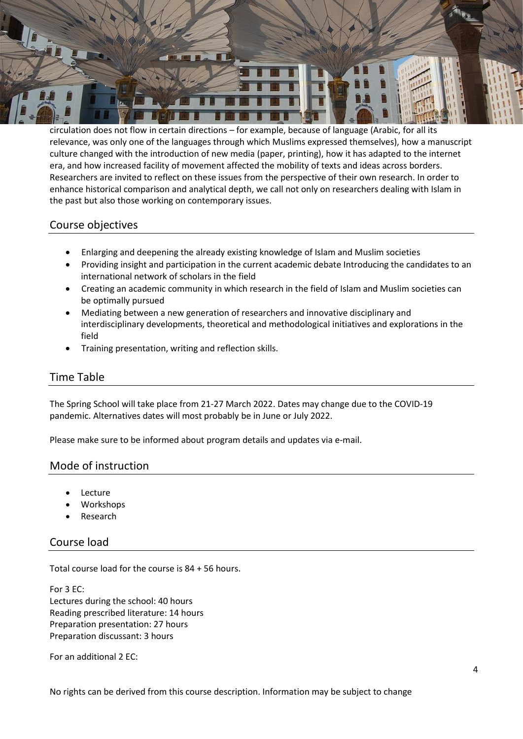circulation does not flow in certain directions – for example, because of language (Arabic, for all its relevance, was only one of the languages through which Muslims expressed themselves), how a manuscript culture changed with the introduction of new media (paper, printing), how it has adapted to the internet era, and how increased facility of movement affected the mobility of texts and ideas across borders. Researchers are invited to reflect on these issues from the perspective of their own research. In order to enhance historical comparison and analytical depth, we call not only on researchers dealing with Islam in the past but also those working on contemporary issues.

## Course objectives

- Enlarging and deepening the already existing knowledge of Islam and Muslim societies
- Providing insight and participation in the current academic debate Introducing the candidates to an international network of scholars in the field
- Creating an academic community in which research in the field of Islam and Muslim societies can be optimally pursued
- Mediating between a new generation of researchers and innovative disciplinary and interdisciplinary developments, theoretical and methodological initiatives and explorations in the field
- Training presentation, writing and reflection skills.

## Time Table

The Spring School will take place from 21-27 March 2022. Dates may change due to the COVID-19 pandemic. Alternatives dates will most probably be in June or July 2022.

Please make sure to be informed about program details and updates via e-mail.

## Mode of instruction

- Lecture
- Workshops
- Research

## Course load

Total course load for the course is 84 + 56 hours.

For 3 EC:
Lectures during the school: 40 hours
Reading prescribed literature: 14 hours
Preparation presentation: 27 hours
Preparation discussant: 3 hours

For an additional 2 EC:

No rights can be derived from this course description. Information may be subject to change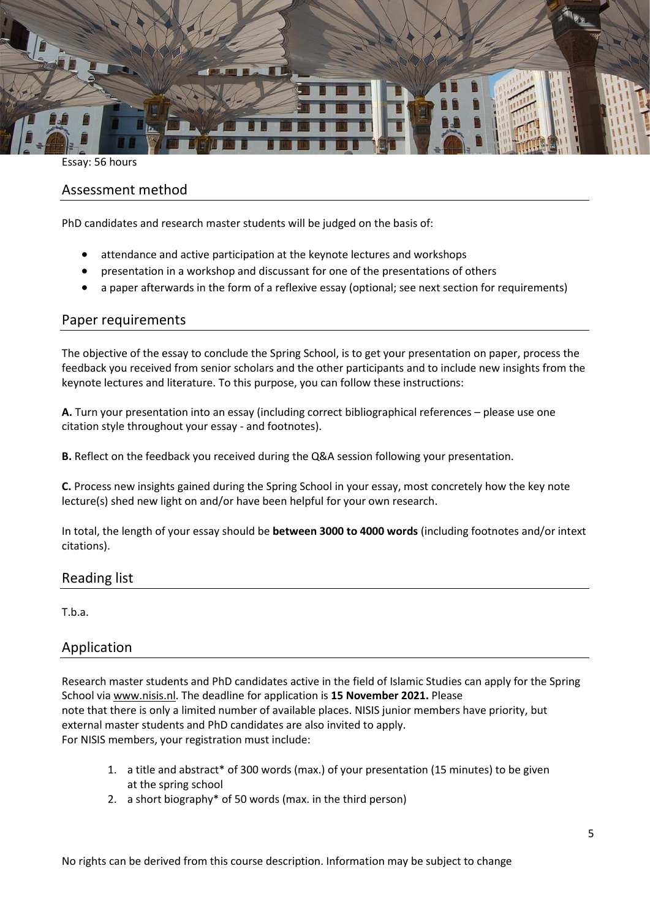Essay: 56 hours

## Assessment method

PhD candidates and research master students will be judged on the basis of:

- attendance and active participation at the keynote lectures and workshops
- presentation in a workshop and discussant for one of the presentations of others
- a paper afterwards in the form of a reflexive essay (optional; see next section for requirements)

## Paper requirements

The objective of the essay to conclude the Spring School, is to get your presentation on paper, process the feedback you received from senior scholars and the other participants and to include new insights from the keynote lectures and literature. To this purpose, you can follow these instructions:

**A.** Turn your presentation into an essay (including correct bibliographical references – please use one citation style throughout your essay - and footnotes).

**B.** Reflect on the feedback you received during the Q&A session following your presentation.

**C.** Process new insights gained during the Spring School in your essay, most concretely how the key note lecture(s) shed new light on and/or have been helpful for your own research.

In total, the length of your essay should be **between 3000 to 4000 words** (including footnotes and/or intext citations).

## Reading list

T.b.a.

## Application

Research master students and PhD candidates active in the field of Islamic Studies can apply for the Spring School via www.nisis.nl. The deadline for application is **15 November 2021.** Please note that there is only a limited number of available places. NISIS junior members have priority, but external master students and PhD candidates are also invited to apply.
For NISIS members, your registration must include:

1. a title and abstract* of 300 words (max.) of your presentation (15 minutes) to be given at the spring school
2. a short biography* of 50 words (max. in the third person)

No rights can be derived from this course description. Information may be subject to change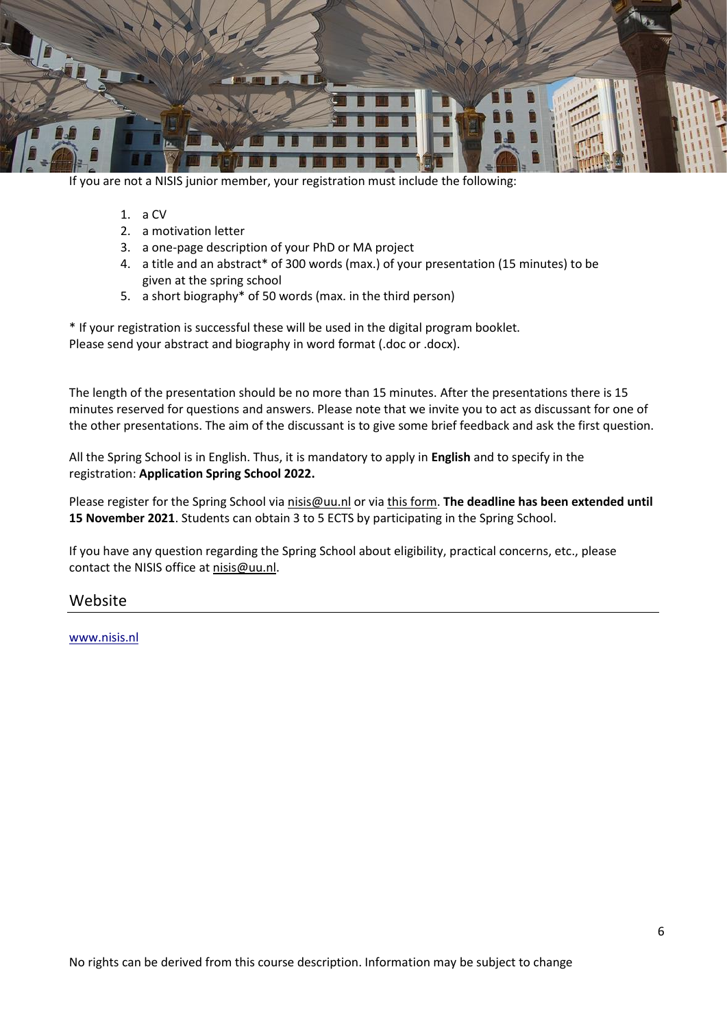If you are not a NISIS junior member, your registration must include the following:

1. a CV
2. a motivation letter
3. a one-page description of your PhD or MA project
4. a title and an abstract* of 300 words (max.) of your presentation (15 minutes) to be given at the spring school
5. a short biography* of 50 words (max. in the third person)

* If your registration is successful these will be used in the digital program booklet.
Please send your abstract and biography in word format (.doc or .docx).

The length of the presentation should be no more than 15 minutes. After the presentations there is 15 minutes reserved for questions and answers. Please note that we invite you to act as discussant for one of the other presentations. The aim of the discussant is to give some brief feedback and ask the first question.

All the Spring School is in English. Thus, it is mandatory to apply in **English** and to specify in the registration: **Application Spring School 2022.**

Please register for the Spring School via nisis@uu.nl or via this form. **The deadline has been extended until 15 November 2021**. Students can obtain 3 to 5 ECTS by participating in the Spring School.

If you have any question regarding the Spring School about eligibility, practical concerns, etc., please contact the NISIS office at nisis@uu.nl.

## Website

www.nisis.nl

No rights can be derived from this course description. Information may be subject to change